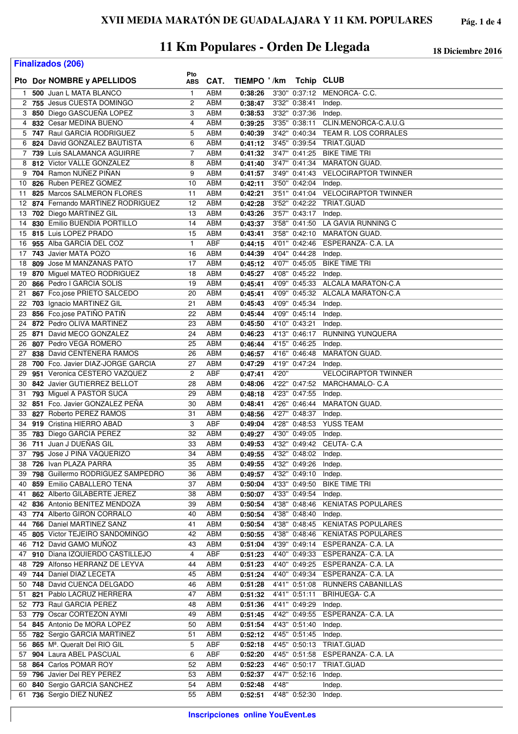# XVII MEDIA MARATÓN DE GUADALAJARA Y 11 KM. POPULARES

## 11 Km Populares - Orden De Llegada

18 Diciembre 2016

**Finalizados (206)**

| Pto | Dor | NOMBRE y APELLIDOS | Pto ABS | CAT. | TIEMPO | ' /km | Tchip | CLUB |
|---|---|---|---|---|---|---|---|---|
| 1 | **500** | Juan L MATA BLANCO | 1 | ABM | **0:38:26** | 3'30" | 0:37:12 | MENORCA- C.C. |
| 2 | **755** | Jesus CUESTA DOMINGO | 2 | ABM | **0:38:47** | 3'32" | 0:38:41 | Indep. |
| 3 | **850** | Diego GASCUEÑA LOPEZ | 3 | ABM | **0:38:53** | 3'32" | 0:37:36 | Indep. |
| 4 | **832** | Cesar MEDINA BUENO | 4 | ABM | **0:39:25** | 3'35" | 0:38:11 | CLIN.MENORCA-C.A.U.G |
| 5 | **747** | Raul GARCIA RODRIGUEZ | 5 | ABM | **0:40:39** | 3'42" | 0:40:34 | TEAM R. LOS CORRALES |
| 6 | **824** | David GONZALEZ BAUTISTA | 6 | ABM | **0:41:12** | 3'45" | 0:39:54 | TRIAT.GUAD |
| 7 | **739** | Luis SALAMANCA AGUIRRE | 7 | ABM | **0:41:32** | 3'47" | 0:41:25 | BIKE TIME TRI |
| 8 | **812** | Victor VALLE GONZALEZ | 8 | ABM | **0:41:40** | 3'47" | 0:41:34 | MARATON GUAD. |
| 9 | **704** | Ramon NUÑEZ PIÑAN | 9 | ABM | **0:41:57** | 3'49" | 0:41:43 | VELOCIRAPTOR TWINNER |
| 10 | **826** | Ruben PEREZ GOMEZ | 10 | ABM | **0:42:11** | 3'50" | 0:42:04 | Indep. |
| 11 | **825** | Marcos SALMERON FLORES | 11 | ABM | **0:42:21** | 3'51" | 0:41:04 | VELOCIRAPTOR TWINNER |
| 12 | **874** | Fernando MARTINEZ RODRIGUEZ | 12 | ABM | **0:42:28** | 3'52" | 0:42:22 | TRIAT.GUAD |
| 13 | **702** | Diego MARTINEZ GIL | 13 | ABM | **0:43:26** | 3'57" | 0:43:17 | Indep. |
| 14 | **830** | Emilio BUENDIA PORTILLO | 14 | ABM | **0:43:37** | 3'58" | 0:41:50 | LA GAVIA RUNNING C |
| 15 | **815** | Luis LOPEZ PRADO | 15 | ABM | **0:43:41** | 3'58" | 0:42:10 | MARATON GUAD. |
| 16 | **955** | Alba GARCIA DEL COZ | 1 | ABF | **0:44:15** | 4'01" | 0:42:46 | ESPERANZA- C.A. LA |
| 17 | **743** | Javier MATA POZO | 16 | ABM | **0:44:39** | 4'04" | 0:44:28 | Indep. |
| 18 | **809** | Jose M MANZANAS PATO | 17 | ABM | **0:45:12** | 4'07" | 0:45:05 | BIKE TIME TRI |
| 19 | **870** | Miguel MATEO RODRIGUEZ | 18 | ABM | **0:45:27** | 4'08" | 0:45:22 | Indep. |
| 20 | **866** | Pedro I GARCIA SOLIS | 19 | ABM | **0:45:41** | 4'09" | 0:45:33 | ALCALA MARATON-C.A |
| 21 | **867** | Fco.jose PRIETO SALCEDO | 20 | ABM | **0:45:41** | 4'09" | 0:45:32 | ALCALA MARATON-C.A |
| 22 | **703** | Ignacio MARTINEZ GIL | 21 | ABM | **0:45:43** | 4'09" | 0:45:34 | Indep. |
| 23 | **856** | Fco.jose PATIÑO PATIÑ | 22 | ABM | **0:45:44** | 4'09" | 0:45:14 | Indep. |
| 24 | **872** | Pedro OLIVA MARTINEZ | 23 | ABM | **0:45:50** | 4'10" | 0:43:21 | Indep. |
| 25 | **871** | David MECO GONZALEZ | 24 | ABM | **0:46:23** | 4'13" | 0:46:17 | RUNNING YUNQUERA |
| 26 | **807** | Pedro VEGA ROMERO | 25 | ABM | **0:46:44** | 4'15" | 0:46:25 | Indep. |
| 27 | **838** | David CENTENERA RAMOS | 26 | ABM | **0:46:57** | 4'16" | 0:46:48 | MARATON GUAD. |
| 28 | **700** | Fco. Javier DIAZ-JORGE GARCIA | 27 | ABM | **0:47:29** | 4'19" | 0:47:24 | Indep. |
| 29 | **951** | Veronica CESTERO VAZQUEZ | 2 | ABF | **0:47:41** | 4'20" | | VELOCIRAPTOR TWINNER |
| 30 | **842** | Javier GUTIERREZ BELLOT | 28 | ABM | **0:48:06** | 4'22" | 0:47:52 | MARCHAMALO- C.A |
| 31 | **793** | Miguel A PASTOR SUCA | 29 | ABM | **0:48:18** | 4'23" | 0:47:55 | Indep. |
| 32 | **851** | Fco. Javier GONZALEZ PEÑA | 30 | ABM | **0:48:41** | 4'26" | 0:46:44 | MARATON GUAD. |
| 33 | **827** | Roberto PEREZ RAMOS | 31 | ABM | **0:48:56** | 4'27" | 0:48:37 | Indep. |
| 34 | **919** | Cristina HIERRO ABAD | 3 | ABF | **0:49:04** | 4'28" | 0:48:53 | YUSS TEAM |
| 35 | **783** | Diego GARCIA PEREZ | 32 | ABM | **0:49:27** | 4'30" | 0:49:05 | Indep. |
| 36 | **711** | Juan J DUEÑAS GIL | 33 | ABM | **0:49:53** | 4'32" | 0:49:42 | CEUTA- C.A |
| 37 | **795** | Jose J PIÑA VAQUERIZO | 34 | ABM | **0:49:55** | 4'32" | 0:48:02 | Indep. |
| 38 | **726** | Ivan PLAZA PARRA | 35 | ABM | **0:49:55** | 4'32" | 0:49:26 | Indep. |
| 39 | **798** | Guillermo RODRIGUEZ SAMPEDRO | 36 | ABM | **0:49:57** | 4'32" | 0:49:10 | Indep. |
| 40 | **859** | Emilio CABALLERO TENA | 37 | ABM | **0:50:04** | 4'33" | 0:49:50 | BIKE TIME TRI |
| 41 | **862** | Alberto GILABERTE JEREZ | 38 | ABM | **0:50:07** | 4'33" | 0:49:54 | Indep. |
| 42 | **836** | Antonio BENITEZ MENDOZA | 39 | ABM | **0:50:54** | 4'38" | 0:48:46 | KENIATAS POPULARES |
| 43 | **774** | Alberto GIRON CORRALO | 40 | ABM | **0:50:54** | 4'38" | 0:48:40 | Indep. |
| 44 | **766** | Daniel MARTINEZ SANZ | 41 | ABM | **0:50:54** | 4'38" | 0:48:45 | KENIATAS POPULARES |
| 45 | **805** | Victor TEJEIRO SANDOMINGO | 42 | ABM | **0:50:55** | 4'38" | 0:48:46 | KENIATAS POPULARES |
| 46 | **712** | David GAMO MUÑOZ | 43 | ABM | **0:51:04** | 4'39" | 0:49:14 | ESPERANZA- C.A. LA |
| 47 | **910** | Diana IZQUIERDO CASTILLEJO | 4 | ABF | **0:51:23** | 4'40" | 0:49:33 | ESPERANZA- C.A. LA |
| 48 | **729** | Alfonso HERRANZ DE LEYVA | 44 | ABM | **0:51:23** | 4'40" | 0:49:25 | ESPERANZA- C.A. LA |
| 49 | **744** | Daniel DIAZ LECETA | 45 | ABM | **0:51:24** | 4'40" | 0:49:34 | ESPERANZA- C.A. LA |
| 50 | **748** | David CUENCA DELGADO | 46 | ABM | **0:51:28** | 4'41" | 0:51:08 | RUNNERS CABANILLAS |
| 51 | **821** | Pablo LACRUZ HERRERA | 47 | ABM | **0:51:32** | 4'41" | 0:51:11 | BRIHUEGA- C.A |
| 52 | **773** | Raul GARCIA PEREZ | 48 | ABM | **0:51:36** | 4'41" | 0:49:29 | Indep. |
| 53 | **779** | Oscar CORTEZON AYMI | 49 | ABM | **0:51:45** | 4'42" | 0:49:55 | ESPERANZA- C.A. LA |
| 54 | **845** | Antonio De MORA LOPEZ | 50 | ABM | **0:51:54** | 4'43" | 0:51:40 | Indep. |
| 55 | **782** | Sergio GARCIA MARTINEZ | 51 | ABM | **0:52:12** | 4'45" | 0:51:45 | Indep. |
| 56 | **865** | Mª. Queralt Del RIO GIL | 5 | ABF | **0:52:18** | 4'45" | 0:50:13 | TRIAT.GUAD |
| 57 | **904** | Laura ABEL PASCUAL | 6 | ABF | **0:52:20** | 4'45" | 0:51:58 | ESPERANZA- C.A. LA |
| 58 | **864** | Carlos POMAR ROY | 52 | ABM | **0:52:23** | 4'46" | 0:50:17 | TRIAT.GUAD |
| 59 | **796** | Javier Del REY PEREZ | 53 | ABM | **0:52:37** | 4'47" | 0:52:16 | Indep. |
| 60 | **840** | Sergio GARCIA SANCHEZ | 54 | ABM | **0:52:48** | 4'48" | | Indep. |
| 61 | **736** | Sergio DIEZ NUÑEZ | 55 | ABM | **0:52:51** | 4'48" | 0:52:30 | Indep. |

**Inscripciones online YouEvent.es**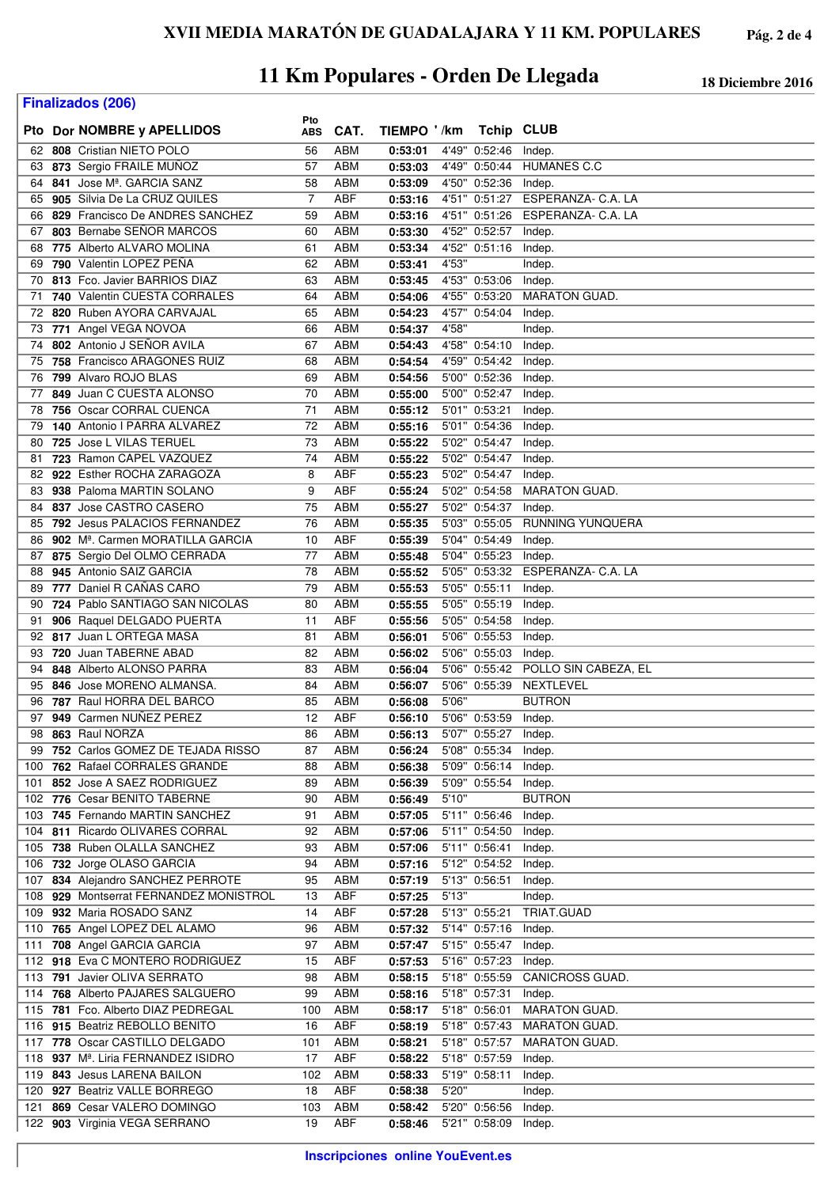# XVII MEDIA MARATÓN DE GUADALAJARA Y 11 KM. POPULARES

## 11 Km Populares - Orden De Llegada

18 Diciembre 2016

**Finalizados (206)**

| Pto | Dor | NOMBRE y APELLIDOS | Pto ABS | CAT. | TIEMPO | '/km | Tchip | CLUB |
|---|---|---|---|---|---|---|---|---|
| 62 | **808** | Cristian NIETO POLO | 56 | ABM | **0:53:01** | 4'49" | 0:52:46 | Indep. |
| 63 | **873** | Sergio FRAILE MUÑOZ | 57 | ABM | **0:53:03** | 4'49" | 0:50:44 | HUMANES C.C |
| 64 | **841** | Jose Mª. GARCIA SANZ | 58 | ABM | **0:53:09** | 4'50" | 0:52:36 | Indep. |
| 65 | **905** | Silvia De La CRUZ QUILES | 7 | ABF | **0:53:16** | 4'51" | 0:51:27 | ESPERANZA- C.A. LA |
| 66 | **829** | Francisco De ANDRES SANCHEZ | 59 | ABM | **0:53:16** | 4'51" | 0:51:26 | ESPERANZA- C.A. LA |
| 67 | **803** | Bernabe SEÑOR MARCOS | 60 | ABM | **0:53:30** | 4'52" | 0:52:57 | Indep. |
| 68 | **775** | Alberto ALVARO MOLINA | 61 | ABM | **0:53:34** | 4'52" | 0:51:16 | Indep. |
| 69 | **790** | Valentin LOPEZ PEÑA | 62 | ABM | **0:53:41** | 4'53" | | Indep. |
| 70 | **813** | Fco. Javier BARRIOS DIAZ | 63 | ABM | **0:53:45** | 4'53" | 0:53:06 | Indep. |
| 71 | **740** | Valentin CUESTA CORRALES | 64 | ABM | **0:54:06** | 4'55" | 0:53:20 | MARATON GUAD. |
| 72 | **820** | Ruben AYORA CARVAJAL | 65 | ABM | **0:54:23** | 4'57" | 0:54:04 | Indep. |
| 73 | **771** | Angel VEGA NOVOA | 66 | ABM | **0:54:37** | 4'58" | | Indep. |
| 74 | **802** | Antonio J SEÑOR AVILA | 67 | ABM | **0:54:43** | 4'58" | 0:54:10 | Indep. |
| 75 | **758** | Francisco ARAGONES RUIZ | 68 | ABM | **0:54:54** | 4'59" | 0:54:42 | Indep. |
| 76 | **799** | Alvaro ROJO BLAS | 69 | ABM | **0:54:56** | 5'00" | 0:52:36 | Indep. |
| 77 | **849** | Juan C CUESTA ALONSO | 70 | ABM | **0:55:00** | 5'00" | 0:52:47 | Indep. |
| 78 | **756** | Oscar CORRAL CUENCA | 71 | ABM | **0:55:12** | 5'01" | 0:53:21 | Indep. |
| 79 | **140** | Antonio I PARRA ALVAREZ | 72 | ABM | **0:55:16** | 5'01" | 0:54:36 | Indep. |
| 80 | **725** | Jose L VILAS TERUEL | 73 | ABM | **0:55:22** | 5'02" | 0:54:47 | Indep. |
| 81 | **723** | Ramon CAPEL VAZQUEZ | 74 | ABM | **0:55:22** | 5'02" | 0:54:47 | Indep. |
| 82 | **922** | Esther ROCHA ZARAGOZA | 8 | ABF | **0:55:23** | 5'02" | 0:54:47 | Indep. |
| 83 | **938** | Paloma MARTIN SOLANO | 9 | ABF | **0:55:24** | 5'02" | 0:54:58 | MARATON GUAD. |
| 84 | **837** | Jose CASTRO CASERO | 75 | ABM | **0:55:27** | 5'02" | 0:54:37 | Indep. |
| 85 | **792** | Jesus PALACIOS FERNANDEZ | 76 | ABM | **0:55:35** | 5'03" | 0:55:05 | RUNNING YUNQUERA |
| 86 | **902** | Mª. Carmen MORATILLA GARCIA | 10 | ABF | **0:55:39** | 5'04" | 0:54:49 | Indep. |
| 87 | **875** | Sergio Del OLMO CERRADA | 77 | ABM | **0:55:48** | 5'04" | 0:55:23 | Indep. |
| 88 | **945** | Antonio SAIZ GARCIA | 78 | ABM | **0:55:52** | 5'05" | 0:53:32 | ESPERANZA- C.A. LA |
| 89 | **777** | Daniel R CAÑAS CARO | 79 | ABM | **0:55:53** | 5'05" | 0:55:11 | Indep. |
| 90 | **724** | Pablo SANTIAGO SAN NICOLAS | 80 | ABM | **0:55:55** | 5'05" | 0:55:19 | Indep. |
| 91 | **906** | Raquel DELGADO PUERTA | 11 | ABF | **0:55:56** | 5'05" | 0:54:58 | Indep. |
| 92 | **817** | Juan L ORTEGA MASA | 81 | ABM | **0:56:01** | 5'06" | 0:55:53 | Indep. |
| 93 | **720** | Juan TABERNE ABAD | 82 | ABM | **0:56:02** | 5'06" | 0:55:03 | Indep. |
| 94 | **848** | Alberto ALONSO PARRA | 83 | ABM | **0:56:04** | 5'06" | 0:55:42 | POLLO SIN CABEZA, EL |
| 95 | **846** | Jose MORENO ALMANSA. | 84 | ABM | **0:56:07** | 5'06" | 0:55:39 | NEXTLEVEL |
| 96 | **787** | Raul HORRA DEL BARCO | 85 | ABM | **0:56:08** | 5'06" | | BUTRON |
| 97 | **949** | Carmen NUÑEZ PEREZ | 12 | ABF | **0:56:10** | 5'06" | 0:53:59 | Indep. |
| 98 | **863** | Raul NORZA | 86 | ABM | **0:56:13** | 5'07" | 0:55:27 | Indep. |
| 99 | **752** | Carlos GOMEZ DE TEJADA RISSO | 87 | ABM | **0:56:24** | 5'08" | 0:55:34 | Indep. |
| 100 | **762** | Rafael CORRALES GRANDE | 88 | ABM | **0:56:38** | 5'09" | 0:56:14 | Indep. |
| 101 | **852** | Jose A SAEZ RODRIGUEZ | 89 | ABM | **0:56:39** | 5'09" | 0:55:54 | Indep. |
| 102 | **776** | Cesar BENITO TABERNE | 90 | ABM | **0:56:49** | 5'10" | | BUTRON |
| 103 | **745** | Fernando MARTIN SANCHEZ | 91 | ABM | **0:57:05** | 5'11" | 0:56:46 | Indep. |
| 104 | **811** | Ricardo OLIVARES CORRAL | 92 | ABM | **0:57:06** | 5'11" | 0:54:50 | Indep. |
| 105 | **738** | Ruben OLALLA SANCHEZ | 93 | ABM | **0:57:06** | 5'11" | 0:56:41 | Indep. |
| 106 | **732** | Jorge OLASO GARCIA | 94 | ABM | **0:57:16** | 5'12" | 0:54:52 | Indep. |
| 107 | **834** | Alejandro SANCHEZ PERROTE | 95 | ABM | **0:57:19** | 5'13" | 0:56:51 | Indep. |
| 108 | **929** | Montserrat FERNANDEZ MONISTROL | 13 | ABF | **0:57:25** | 5'13" | | Indep. |
| 109 | **932** | Maria ROSADO SANZ | 14 | ABF | **0:57:28** | 5'13" | 0:55:21 | TRIAT.GUAD |
| 110 | **765** | Angel LOPEZ DEL ALAMO | 96 | ABM | **0:57:32** | 5'14" | 0:57:16 | Indep. |
| 111 | **708** | Angel GARCIA GARCIA | 97 | ABM | **0:57:47** | 5'15" | 0:55:47 | Indep. |
| 112 | **918** | Eva C MONTERO RODRIGUEZ | 15 | ABF | **0:57:53** | 5'16" | 0:57:23 | Indep. |
| 113 | **791** | Javier OLIVA SERRATO | 98 | ABM | **0:58:15** | 5'18" | 0:55:59 | CANICROSS GUAD. |
| 114 | **768** | Alberto PAJARES SALGUERO | 99 | ABM | **0:58:16** | 5'18" | 0:57:31 | Indep. |
| 115 | **781** | Fco. Alberto DIAZ PEDREGAL | 100 | ABM | **0:58:17** | 5'18" | 0:56:01 | MARATON GUAD. |
| 116 | **915** | Beatriz REBOLLO BENITO | 16 | ABF | **0:58:19** | 5'18" | 0:57:43 | MARATON GUAD. |
| 117 | **778** | Oscar CASTILLO DELGADO | 101 | ABM | **0:58:21** | 5'18" | 0:57:57 | MARATON GUAD. |
| 118 | **937** | Mª. Liria FERNANDEZ ISIDRO | 17 | ABF | **0:58:22** | 5'18" | 0:57:59 | Indep. |
| 119 | **843** | Jesus LARENA BAILON | 102 | ABM | **0:58:33** | 5'19" | 0:58:11 | Indep. |
| 120 | **927** | Beatriz VALLE BORREGO | 18 | ABF | **0:58:38** | 5'20" | | Indep. |
| 121 | **869** | Cesar VALERO DOMINGO | 103 | ABM | **0:58:42** | 5'20" | 0:56:56 | Indep. |
| 122 | **903** | Virginia VEGA SERRANO | 19 | ABF | **0:58:46** | 5'21" | 0:58:09 | Indep. |

**Inscripciones online YouEvent.es**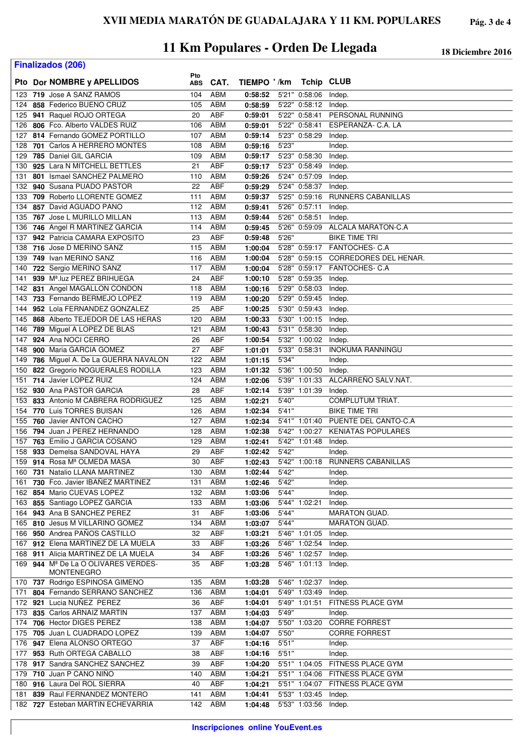# XVII MEDIA MARATÓN DE GUADALAJARA Y 11 KM. POPULARES

## 11 Km Populares - Orden De Llegada

18 Diciembre 2016

### Finalizados (206)

| Pto | Dor | NOMBRE y APELLIDOS | Pto ABS | CAT. | TIEMPO | '/km | Tchip | CLUB |
|---|---|---|---|---|---|---|---|---|
| 123 | 719 | Jose A SANZ RAMOS | 104 | ABM | 0:58:52 | 5'21" | 0:58:06 | Indep. |
| 124 | 858 | Federico BUENO CRUZ | 105 | ABM | 0:58:59 | 5'22" | 0:58:12 | Indep. |
| 125 | 941 | Raquel ROJO ORTEGA | 20 | ABF | 0:59:01 | 5'22" | 0:58:41 | PERSONAL RUNNING |
| 126 | 806 | Fco. Alberto VALDES RUIZ | 106 | ABM | 0:59:01 | 5'22" | 0:58:41 | ESPERANZA- C.A. LA |
| 127 | 814 | Fernando GOMEZ PORTILLO | 107 | ABM | 0:59:14 | 5'23" | 0:58:29 | Indep. |
| 128 | 701 | Carlos A HERRERO MONTES | 108 | ABM | 0:59:16 | 5'23" | | Indep. |
| 129 | 785 | Daniel GIL GARCIA | 109 | ABM | 0:59:17 | 5'23" | 0:58:30 | Indep. |
| 130 | 925 | Lara N MITCHELL BETTLES | 21 | ABF | 0:59:17 | 5'23" | 0:58:49 | Indep. |
| 131 | 801 | Ismael SANCHEZ PALMERO | 110 | ABM | 0:59:26 | 5'24" | 0:57:09 | Indep. |
| 132 | 940 | Susana PUADO PASTOR | 22 | ABF | 0:59:29 | 5'24" | 0:58:37 | Indep. |
| 133 | 709 | Roberto LLORENTE GOMEZ | 111 | ABM | 0:59:37 | 5'25" | 0:59:16 | RUNNERS CABANILLAS |
| 134 | 857 | David AGUADO PANO | 112 | ABM | 0:59:41 | 5'26" | 0:57:11 | Indep. |
| 135 | 767 | Jose L MURILLO MILLAN | 113 | ABM | 0:59:44 | 5'26" | 0:58:51 | Indep. |
| 136 | 746 | Angel R MARTINEZ GARCIA | 114 | ABM | 0:59:45 | 5'26" | 0:59:09 | ALCALA MARATON-C.A |
| 137 | 942 | Patricia CAMARA EXPOSITO | 23 | ABF | 0:59:48 | 5'26" | | BIKE TIME TRI |
| 138 | 716 | Jose D MERINO SANZ | 115 | ABM | 1:00:04 | 5'28" | 0:59:17 | FANTOCHES- C.A |
| 139 | 749 | Ivan MERINO SANZ | 116 | ABM | 1:00:04 | 5'28" | 0:59:15 | CORREDORES DEL HENAR. |
| 140 | 722 | Sergio MERINO SANZ | 117 | ABM | 1:00:04 | 5'28" | 0:59:17 | FANTOCHES- C.A |
| 141 | 939 | Mª.luz PEREZ BRIHUEGA | 24 | ABF | 1:00:10 | 5'28" | 0:59:35 | Indep. |
| 142 | 831 | Angel MAGALLON CONDON | 118 | ABM | 1:00:16 | 5'29" | 0:58:03 | Indep. |
| 143 | 733 | Fernando BERMEJO LOPEZ | 119 | ABM | 1:00:20 | 5'29" | 0:59:45 | Indep. |
| 144 | 952 | Lola FERNANDEZ GONZALEZ | 25 | ABF | 1:00:25 | 5'30" | 0:59:43 | Indep. |
| 145 | 868 | Alberto TEJEDOR DE LAS HERAS | 120 | ABM | 1:00:33 | 5'30" | 1:00:15 | Indep. |
| 146 | 789 | Miguel A LOPEZ DE BLAS | 121 | ABM | 1:00:43 | 5'31" | 0:58:30 | Indep. |
| 147 | 924 | Ana NOCI CERRO | 26 | ABF | 1:00:54 | 5'32" | 1:00:02 | Indep. |
| 148 | 900 | Maria GARCIA GOMEZ | 27 | ABF | 1:01:01 | 5'33" | 0:58:31 | INOKUMA RANNINGU |
| 149 | 786 | Miguel A. De La GUERRA NAVALON | 122 | ABM | 1:01:15 | 5'34" | | Indep. |
| 150 | 822 | Gregorio NOGUERALES RODILLA | 123 | ABM | 1:01:32 | 5'36" | 1:00:50 | Indep. |
| 151 | 714 | Javier LOPEZ RUIZ | 124 | ABM | 1:02:06 | 5'39" | 1:01:33 | ALCARREÑO SALV.NAT. |
| 152 | 930 | Ana PASTOR GARCIA | 28 | ABF | 1:02:14 | 5'39" | 1:01:39 | Indep. |
| 153 | 833 | Antonio M CABRERA RODRIGUEZ | 125 | ABM | 1:02:21 | 5'40" | | COMPLUTUM TRIAT. |
| 154 | 770 | Luis TORRES BUISAN | 126 | ABM | 1:02:34 | 5'41" | | BIKE TIME TRI |
| 155 | 760 | Javier ANTON CACHO | 127 | ABM | 1:02:34 | 5'41" | 1:01:40 | PUENTE DEL CANTO-C.A |
| 156 | 794 | Juan J PEREZ HERNANDO | 128 | ABM | 1:02:38 | 5'42" | 1:00:27 | KENIATAS POPULARES |
| 157 | 763 | Emilio J GARCIA COSANO | 129 | ABM | 1:02:41 | 5'42" | 1:01:48 | Indep. |
| 158 | 933 | Demelsa SANDOVAL HAYA | 29 | ABF | 1:02:42 | 5'42" | | Indep. |
| 159 | 914 | Rosa Mª OLMEDA MASA | 30 | ABF | 1:02:43 | 5'42" | 1:00:18 | RUNNERS CABANILLAS |
| 160 | 731 | Natalio LLANA MARTINEZ | 130 | ABM | 1:02:44 | 5'42" | | Indep. |
| 161 | 730 | Fco. Javier IBAÑEZ MARTINEZ | 131 | ABM | 1:02:46 | 5'42" | | Indep. |
| 162 | 854 | Mario CUEVAS LOPEZ | 132 | ABM | 1:03:06 | 5'44" | | Indep. |
| 163 | 855 | Santiago LOPEZ GARCIA | 133 | ABM | 1:03:06 | 5'44" | 1:02:21 | Indep. |
| 164 | 943 | Ana B SANCHEZ PEREZ | 31 | ABF | 1:03:06 | 5'44" | | MARATON GUAD. |
| 165 | 810 | Jesus M VILLARINO GOMEZ | 134 | ABM | 1:03:07 | 5'44" | | MARATON GUAD. |
| 166 | 950 | Andrea PAÑOS CASTILLO | 32 | ABF | 1:03:21 | 5'46" | 1:01:05 | Indep. |
| 167 | 912 | Elena MARTINEZ DE LA MUELA | 33 | ABF | 1:03:26 | 5'46" | 1:02:54 | Indep. |
| 168 | 911 | Alicia MARTINEZ DE LA MUELA | 34 | ABF | 1:03:26 | 5'46" | 1:02:57 | Indep. |
| 169 | 944 | Mª De La O OLIVARES VERDES-MONTENEGRO | 35 | ABF | 1:03:28 | 5'46" | 1:01:13 | Indep. |
| 170 | 737 | Rodrigo ESPINOSA GIMENO | 135 | ABM | 1:03:28 | 5'46" | 1:02:37 | Indep. |
| 171 | 804 | Fernando SERRANO SANCHEZ | 136 | ABM | 1:04:01 | 5'49" | 1:03:49 | Indep. |
| 172 | 921 | Lucia NUÑEZ PEREZ | 36 | ABF | 1:04:01 | 5'49" | 1:01:51 | FITNESS PLACE GYM |
| 173 | 835 | Carlos ARNAIZ MARTIN | 137 | ABM | 1:04:03 | 5'49" | | Indep. |
| 174 | 706 | Hector DIGES PEREZ | 138 | ABM | 1:04:07 | 5'50" | 1:03:20 | CORRE FORREST |
| 175 | 705 | Juan L CUADRADO LOPEZ | 139 | ABM | 1:04:07 | 5'50" | | CORRE FORREST |
| 176 | 947 | Elena ALONSO ORTEGO | 37 | ABF | 1:04:16 | 5'51" | | Indep. |
| 177 | 953 | Ruth ORTEGA CABALLO | 38 | ABF | 1:04:16 | 5'51" | | Indep. |
| 178 | 917 | Sandra SANCHEZ SANCHEZ | 39 | ABF | 1:04:20 | 5'51" | 1:04:05 | FITNESS PLACE GYM |
| 179 | 710 | Juan P CANO NIÑO | 140 | ABM | 1:04:21 | 5'51" | 1:04:06 | FITNESS PLACE GYM |
| 180 | 916 | Laura Del ROL SIERRA | 40 | ABF | 1:04:21 | 5'51" | 1:04:07 | FITNESS PLACE GYM |
| 181 | 839 | Raul FERNANDEZ MONTERO | 141 | ABM | 1:04:41 | 5'53" | 1:03:45 | Indep. |
| 182 | 727 | Esteban MARTIN ECHEVARRIA | 142 | ABM | 1:04:48 | 5'53" | 1:03:56 | Indep. |

**Inscripciones online YouEvent.es**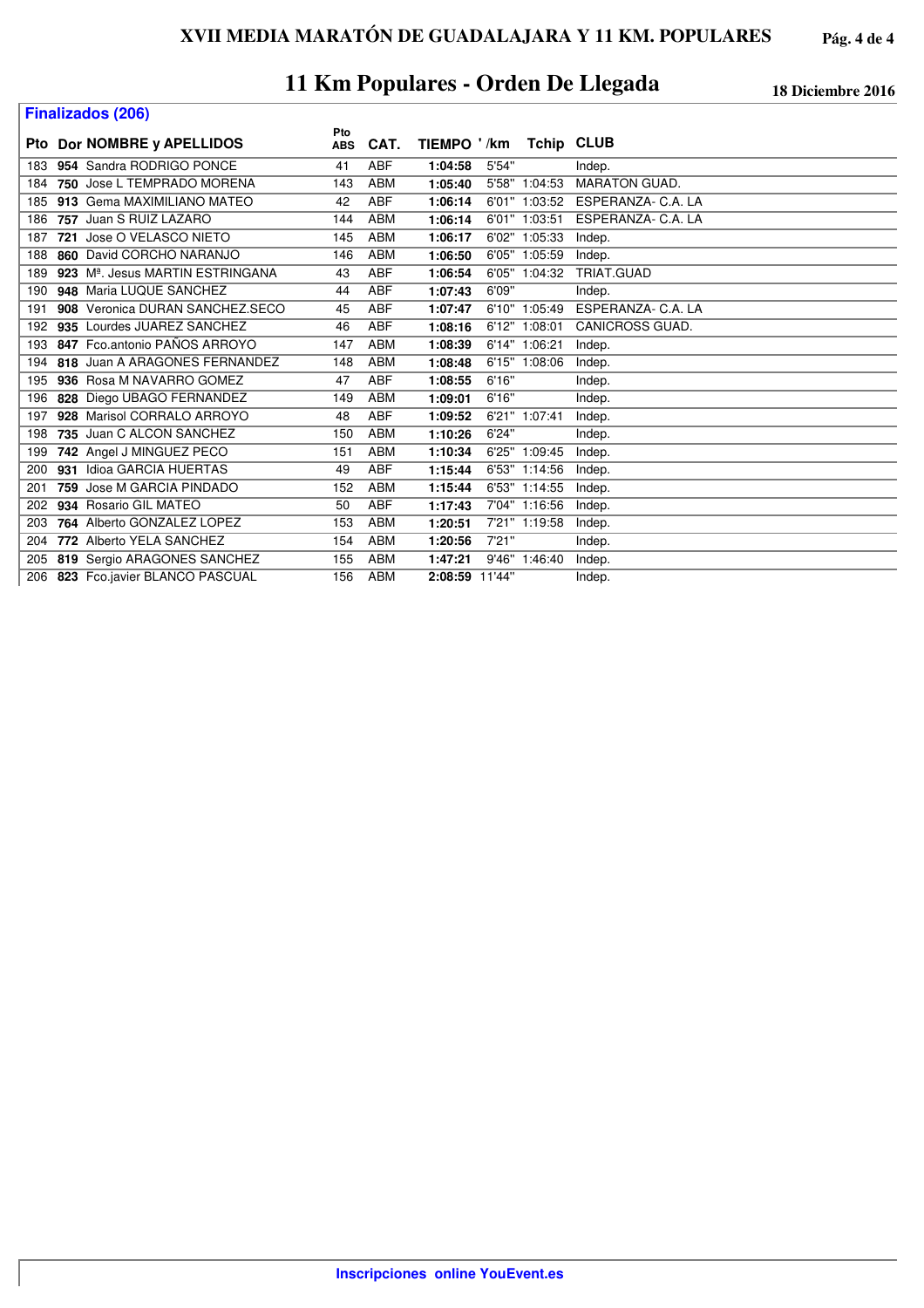# XVII MEDIA MARATÓN DE GUADALAJARA Y 11 KM. POPULARES

## 11 Km Populares - Orden De Llegada

18 Diciembre 2016

**Finalizados (206)**

| Pto | Dor | NOMBRE y APELLIDOS | Pto ABS | CAT. | TIEMPO | ' /km | Tchip | CLUB |
|---|---|---|---|---|---|---|---|---|
| 183 | **954** | Sandra RODRIGO PONCE | 41 | ABF | **1:04:58** | 5'54" | | Indep. |
| 184 | **750** | Jose L TEMPRADO MORENA | 143 | ABM | **1:05:40** | 5'58" | 1:04:53 | MARATON GUAD. |
| 185 | **913** | Gema MAXIMILIANO MATEO | 42 | ABF | **1:06:14** | 6'01" | 1:03:52 | ESPERANZA- C.A. LA |
| 186 | **757** | Juan S RUIZ LAZARO | 144 | ABM | **1:06:14** | 6'01" | 1:03:51 | ESPERANZA- C.A. LA |
| 187 | **721** | Jose O VELASCO NIETO | 145 | ABM | **1:06:17** | 6'02" | 1:05:33 | Indep. |
| 188 | **860** | David CORCHO NARANJO | 146 | ABM | **1:06:50** | 6'05" | 1:05:59 | Indep. |
| 189 | **923** | Mª. Jesus MARTIN ESTRINGANA | 43 | ABF | **1:06:54** | 6'05" | 1:04:32 | TRIAT.GUAD |
| 190 | **948** | Maria LUQUE SANCHEZ | 44 | ABF | **1:07:43** | 6'09" | | Indep. |
| 191 | **908** | Veronica DURAN SANCHEZ.SECO | 45 | ABF | **1:07:47** | 6'10" | 1:05:49 | ESPERANZA- C.A. LA |
| 192 | **935** | Lourdes JUAREZ SANCHEZ | 46 | ABF | **1:08:16** | 6'12" | 1:08:01 | CANICROSS GUAD. |
| 193 | **847** | Fco.antonio PAÑOS ARROYO | 147 | ABM | **1:08:39** | 6'14" | 1:06:21 | Indep. |
| 194 | **818** | Juan A ARAGONES FERNANDEZ | 148 | ABM | **1:08:48** | 6'15" | 1:08:06 | Indep. |
| 195 | **936** | Rosa M NAVARRO GOMEZ | 47 | ABF | **1:08:55** | 6'16" | | Indep. |
| 196 | **828** | Diego UBAGO FERNANDEZ | 149 | ABM | **1:09:01** | 6'16" | | Indep. |
| 197 | **928** | Marisol CORRALO ARROYO | 48 | ABF | **1:09:52** | 6'21" | 1:07:41 | Indep. |
| 198 | **735** | Juan C ALCON SANCHEZ | 150 | ABM | **1:10:26** | 6'24" | | Indep. |
| 199 | **742** | Angel J MINGUEZ PECO | 151 | ABM | **1:10:34** | 6'25" | 1:09:45 | Indep. |
| 200 | **931** | Idioa GARCIA HUERTAS | 49 | ABF | **1:15:44** | 6'53" | 1:14:56 | Indep. |
| 201 | **759** | Jose M GARCIA PINDADO | 152 | ABM | **1:15:44** | 6'53" | 1:14:55 | Indep. |
| 202 | **934** | Rosario GIL MATEO | 50 | ABF | **1:17:43** | 7'04" | 1:16:56 | Indep. |
| 203 | **764** | Alberto GONZALEZ LOPEZ | 153 | ABM | **1:20:51** | 7'21" | 1:19:58 | Indep. |
| 204 | **772** | Alberto YELA SANCHEZ | 154 | ABM | **1:20:56** | 7'21" | | Indep. |
| 205 | **819** | Sergio ARAGONES SANCHEZ | 155 | ABM | **1:47:21** | 9'46" | 1:46:40 | Indep. |
| 206 | **823** | Fco.javier BLANCO PASCUAL | 156 | ABM | **2:08:59** | 11'44" | | Indep. |

**Inscripciones online YouEvent.es**